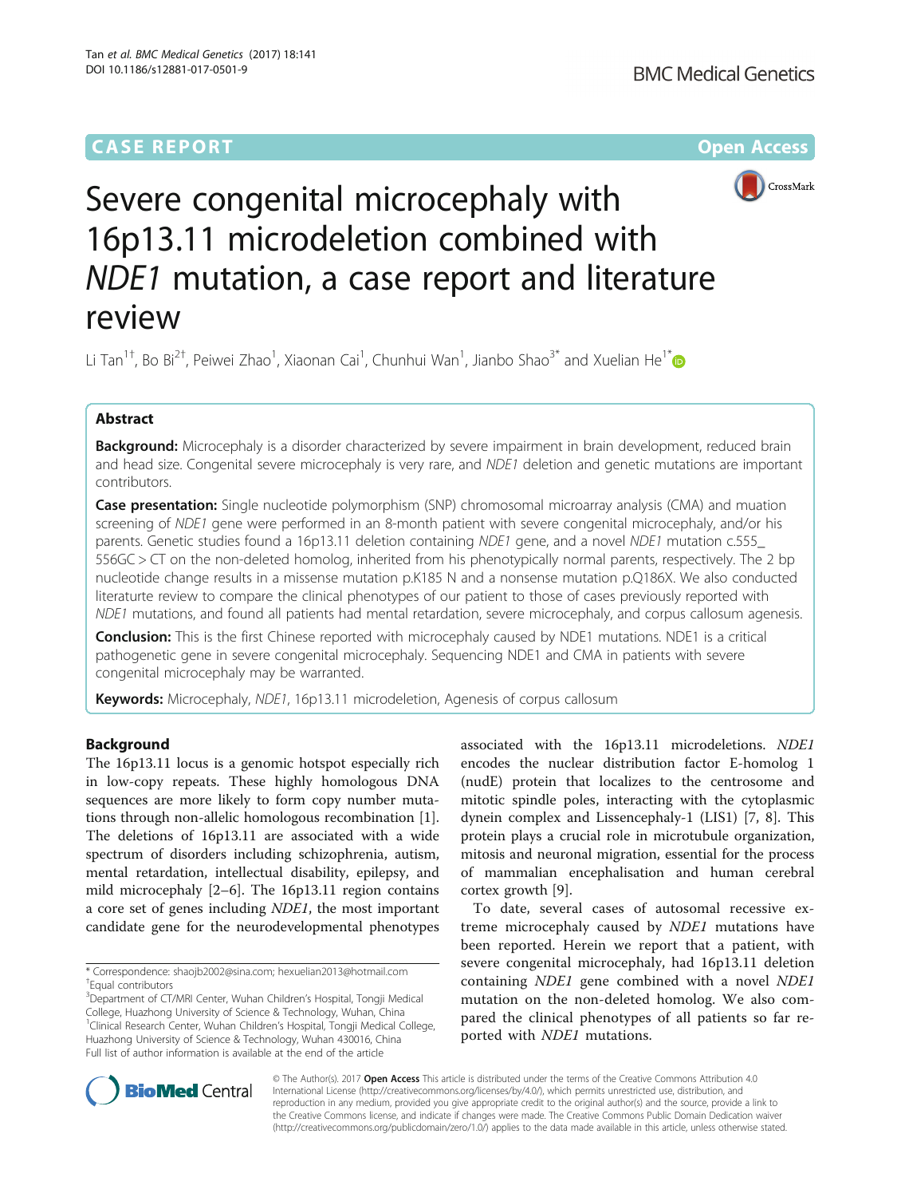CASE REPORT Open Access

# Severe congenital microcephaly with 16p13.11 microdeletion combined with *NDE1* mutation, a case report and literature review

Li Tan[1†], Bo Bi[2†], Peiwei Zhao[1], Xiaonan Cai[1], Chunhui Wan[1], Jianbo Shao[3*] and Xuelian He[1*]

## Abstract

**Background:** Microcephaly is a disorder characterized by severe impairment in brain development, reduced brain and head size. Congenital severe microcephaly is very rare, and *NDE1* deletion and genetic mutations are important contributors.

**Case presentation:** Single nucleotide polymorphism (SNP) chromosomal microarray analysis (CMA) and muation screening of *NDE1* gene were performed in an 8-month patient with severe congenital microcephaly, and/or his parents. Genetic studies found a 16p13.11 deletion containing *NDE1* gene, and a novel *NDE1* mutation c.555_ 556GC > CT on the non-deleted homolog, inherited from his phenotypically normal parents, respectively. The 2 bp nucleotide change results in a missense mutation p.K185 N and a nonsense mutation p.Q186X. We also conducted literatute review to compare the clinical phenotypes of our patient to those of cases previously reported with *NDE1* mutations, and found all patients had mental retardation, severe microcephaly, and corpus callosum agenesis.

**Conclusion:** This is the first Chinese reported with microcephaly caused by NDE1 mutations. NDE1 is a critical pathogenetic gene in severe congenital microcephaly. Sequencing NDE1 and CMA in patients with severe congenital microcephaly may be warranted.

**Keywords:** Microcephaly, *NDE1*, 16p13.11 microdeletion, Agenesis of corpus callosum

## Background

The 16p13.11 locus is a genomic hotspot especially rich in low-copy repeats. These highly homologous DNA sequences are more likely to form copy number mutations through non-allelic homologous recombination [1]. The deletions of 16p13.11 are associated with a wide spectrum of disorders including schizophrenia, autism, mental retardation, intellectual disability, epilepsy, and mild microcephaly [2–6]. The 16p13.11 region contains a core set of genes including *NDE1*, the most important candidate gene for the neurodevelopmental phenotypes associated with the 16p13.11 microdeletions. *NDE1* encodes the nuclear distribution factor E-homolog 1 (nudE) protein that localizes to the centrosome and mitotic spindle poles, interacting with the cytoplasmic dynein complex and Lissencephaly-1 (LIS1) [7, 8]. This protein plays a crucial role in microtubule organization, mitosis and neuronal migration, essential for the process of mammalian encephalisation and human cerebral cortex growth [9].

To date, several cases of autosomal recessive extreme microcephaly caused by *NDE1* mutations have been reported. Herein we report that a patient, with severe congenital microcephaly, had 16p13.11 deletion containing *NDE1* gene combined with a novel *NDE1* mutation on the non-deleted homolog. We also compared the clinical phenotypes of all patients so far reported with *NDE1* mutations.

\* Correspondence: shaojb2002@sina.com; hexuelian2013@hotmail.com
†Equal contributors
[3]Department of CT/MRI Center, Wuhan Children's Hospital, Tongji Medical College, Huazhong University of Science & Technology, Wuhan, China
[1]Clinical Research Center, Wuhan Children's Hospital, Tongji Medical College, Huazhong University of Science & Technology, Wuhan 430016, China
Full list of author information is available at the end of the article

© The Author(s). 2017 **Open Access** This article is distributed under the terms of the Creative Commons Attribution 4.0 International License (http://creativecommons.org/licenses/by/4.0/), which permits unrestricted use, distribution, and reproduction in any medium, provided you give appropriate credit to the original author(s) and the source, provide a link to the Creative Commons license, and indicate if changes were made. The Creative Commons Public Domain Dedication waiver (http://creativecommons.org/publicdomain/zero/1.0/) applies to the data made available in this article, unless otherwise stated.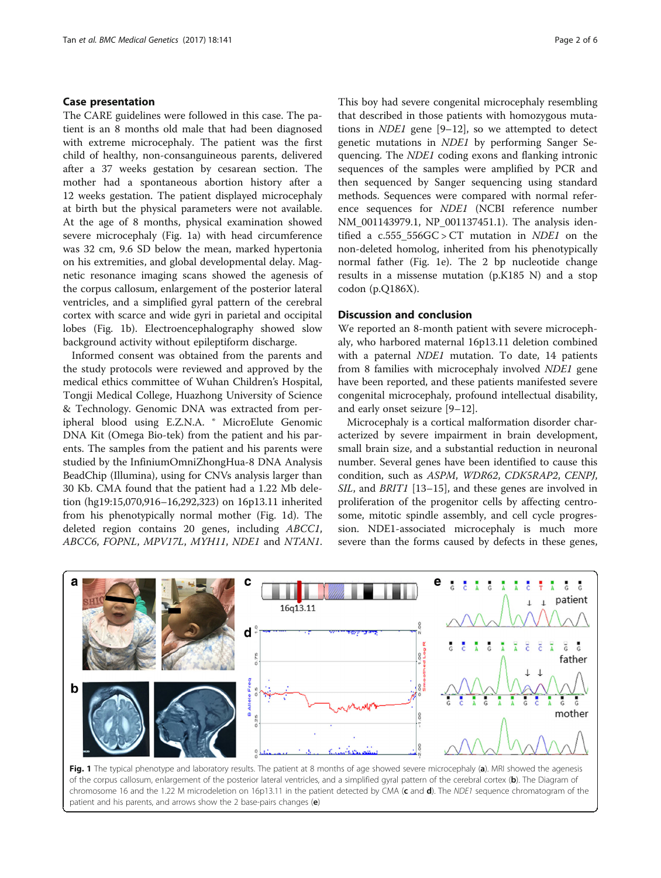## Case presentation

The CARE guidelines were followed in this case. The patient is an 8 months old male that had been diagnosed with extreme microcephaly. The patient was the first child of healthy, non-consanguineous parents, delivered after a 37 weeks gestation by cesarean section. The mother had a spontaneous abortion history after a 12 weeks gestation. The patient displayed microcephaly at birth but the physical parameters were not available. At the age of 8 months, physical examination showed severe microcephaly (Fig. 1a) with head circumference was 32 cm, 9.6 SD below the mean, marked hypertonia on his extremities, and global developmental delay. Magnetic resonance imaging scans showed the agenesis of the corpus callosum, enlargement of the posterior lateral ventricles, and a simplified gyral pattern of the cerebral cortex with scarce and wide gyri in parietal and occipital lobes (Fig. 1b). Electroencephalography showed slow background activity without epileptiform discharge.

Informed consent was obtained from the parents and the study protocols were reviewed and approved by the medical ethics committee of Wuhan Children's Hospital, Tongji Medical College, Huazhong University of Science & Technology. Genomic DNA was extracted from peripheral blood using E.Z.N.A. ® MicroElute Genomic DNA Kit (Omega Bio-tek) from the patient and his parents. The samples from the patient and his parents were studied by the InfiniumOmniZhongHua-8 DNA Analysis BeadChip (Illumina), using for CNVs analysis larger than 30 Kb. CMA found that the patient had a 1.22 Mb deletion (hg19:15,070,916–16,292,323) on 16p13.11 inherited from his phenotypically normal mother (Fig. 1d). The deleted region contains 20 genes, including *ABCC1*, *ABCC6*, *FOPNL*, *MPV17L*, *MYH11*, *NDE1* and *NTAN1*. This boy had severe congenital microcephaly resembling that described in those patients with homozygous mutations in *NDE1* gene [9–12], so we attempted to detect genetic mutations in *NDE1* by performing Sanger Sequencing. The *NDE1* coding exons and flanking intronic sequences of the samples were amplified by PCR and then sequenced by Sanger sequencing using standard methods. Sequences were compared with normal reference sequences for *NDE1* (NCBI reference number NM_001143979.1, NP_001137451.1). The analysis identified a c.555_556GC > CT mutation in *NDE1* on the non-deleted homolog, inherited from his phenotypically normal father (Fig. 1e). The 2 bp nucleotide change results in a missense mutation (p.K185 N) and a stop codon (p.Q186X).

## Discussion and conclusion

We reported an 8-month patient with severe microcephaly, who harbored maternal 16p13.11 deletion combined with a paternal *NDE1* mutation. To date, 14 patients from 8 families with microcephaly involved *NDE1* gene have been reported, and these patients manifested severe congenital microcephaly, profound intellectual disability, and early onset seizure [9–12].

Microcephaly is a cortical malformation disorder characterized by severe impairment in brain development, small brain size, and a substantial reduction in neuronal number. Several genes have been identified to cause this condition, such as *ASPM*, *WDR62*, *CDK5RAP2*, *CENPJ*, *SIL*, and *BRIT1* [13–15], and these genes are involved in proliferation of the progenitor cells by affecting centrosome, mitotic spindle assembly, and cell cycle progression. NDE1-associated microcephaly is much more severe than the forms caused by defects in these genes,

**Fig. 1** The typical phenotype and laboratory results. The patient at 8 months of age showed severe microcephaly (**a**). MRI showed the agenesis of the corpus callosum, enlargement of the posterior lateral ventricles, and a simplified gyral pattern of the cerebral cortex (**b**). The Diagram of chromosome 16 and the 1.22 M microdeletion on 16p13.11 in the patient detected by CMA (**c** and **d**). The *NDE1* sequence chromatogram of the patient and his parents, and arrows show the 2 base-pairs changes (**e**)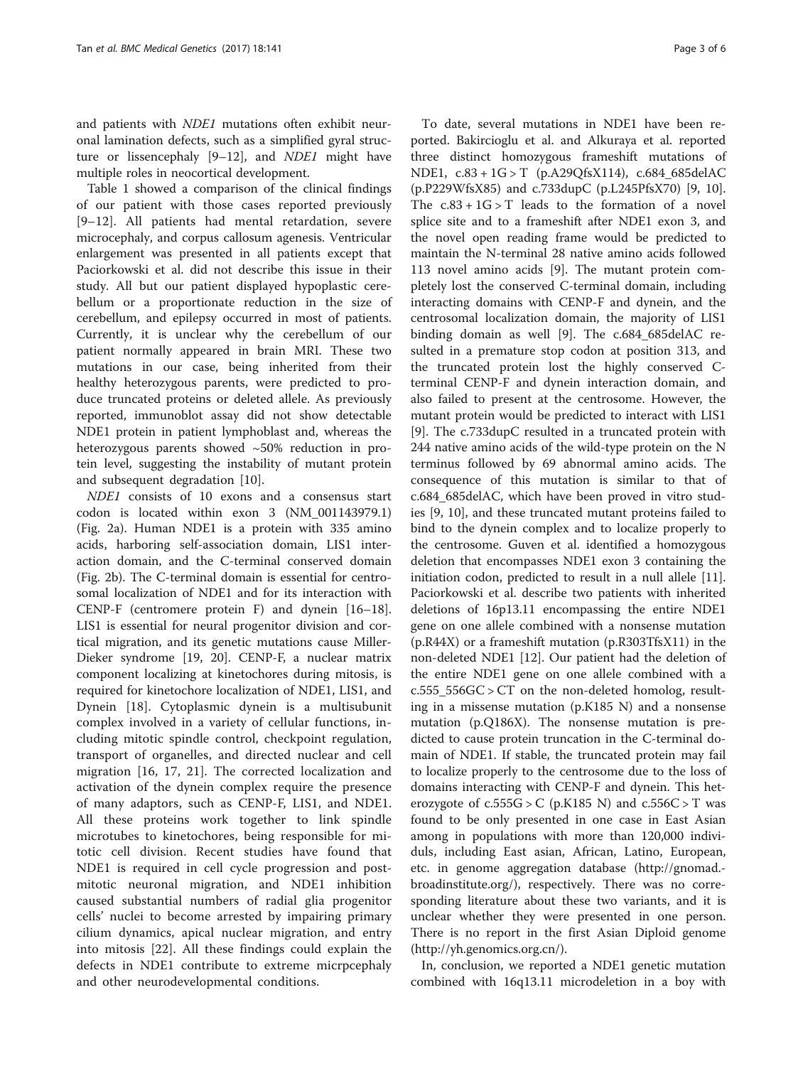and patients with *NDE1* mutations often exhibit neuronal lamination defects, such as a simplified gyral structure or lissencephaly [9–12], and *NDE1* might have multiple roles in neocortical development.

Table 1 showed a comparison of the clinical findings of our patient with those cases reported previously [9–12]. All patients had mental retardation, severe microcephaly, and corpus callosum agenesis. Ventricular enlargement was presented in all patients except that Paciorkowski et al. did not describe this issue in their study. All but our patient displayed hypoplastic cerebellum or a proportionate reduction in the size of cerebellum, and epilepsy occurred in most of patients. Currently, it is unclear why the cerebellum of our patient normally appeared in brain MRI. These two mutations in our case, being inherited from their healthy heterozygous parents, were predicted to produce truncated proteins or deleted allele. As previously reported, immunoblot assay did not show detectable NDE1 protein in patient lymphoblast and, whereas the heterozygous parents showed ~50% reduction in protein level, suggesting the instability of mutant protein and subsequent degradation [10].

*NDE1* consists of 10 exons and a consensus start codon is located within exon 3 (NM_001143979.1) (Fig. 2a). Human NDE1 is a protein with 335 amino acids, harboring self-association domain, LIS1 interaction domain, and the C-terminal conserved domain (Fig. 2b). The C-terminal domain is essential for centrosomal localization of NDE1 and for its interaction with CENP-F (centromere protein F) and dynein [16–18]. LIS1 is essential for neural progenitor division and cortical migration, and its genetic mutations cause Miller-Dieker syndrome [19, 20]. CENP-F, a nuclear matrix component localizing at kinetochores during mitosis, is required for kinetochore localization of NDE1, LIS1, and Dynein [18]. Cytoplasmic dynein is a multisubunit complex involved in a variety of cellular functions, including mitotic spindle control, checkpoint regulation, transport of organelles, and directed nuclear and cell migration [16, 17, 21]. The corrected localization and activation of the dynein complex require the presence of many adaptors, such as CENP-F, LIS1, and NDE1. All these proteins work together to link spindle microtubes to kinetochores, being responsible for mitotic cell division. Recent studies have found that NDE1 is required in cell cycle progression and post-mitotic neuronal migration, and NDE1 inhibition caused substantial numbers of radial glia progenitor cells' nuclei to become arrested by impairing primary cilium dynamics, apical nuclear migration, and entry into mitosis [22]. All these findings could explain the defects in NDE1 contribute to extreme micrpcephaly and other neurodevelopmental conditions.

To date, several mutations in NDE1 have been reported. Bakircioglu et al. and Alkuraya et al. reported three distinct homozygous frameshift mutations of NDE1, c.83 + 1G > T (p.A29QfsX114), c.684_685delAC (p.P229WfsX85) and c.733dupC (p.L245PfsX70) [9, 10]. The c.83 + 1G > T leads to the formation of a novel splice site and to a frameshift after NDE1 exon 3, and the novel open reading frame would be predicted to maintain the N-terminal 28 native amino acids followed 113 novel amino acids [9]. The mutant protein completely lost the conserved C-terminal domain, including interacting domains with CENP-F and dynein, and the centrosomal localization domain, the majority of LIS1 binding domain as well [9]. The c.684_685delAC resulted in a premature stop codon at position 313, and the truncated protein lost the highly conserved C-terminal CENP-F and dynein interaction domain, and also failed to present at the centrosome. However, the mutant protein would be predicted to interact with LIS1 [9]. The c.733dupC resulted in a truncated protein with 244 native amino acids of the wild-type protein on the N terminus followed by 69 abnormal amino acids. The consequence of this mutation is similar to that of c.684_685delAC, which have been proved in vitro studies [9, 10], and these truncated mutant proteins failed to bind to the dynein complex and to localize properly to the centrosome. Guven et al. identified a homozygous deletion that encompasses NDE1 exon 3 containing the initiation codon, predicted to result in a null allele [11]. Paciorkowski et al. describe two patients with inherited deletions of 16p13.11 encompassing the entire NDE1 gene on one allele combined with a nonsense mutation (p.R44X) or a frameshift mutation (p.R303TfsX11) in the non-deleted NDE1 [12]. Our patient had the deletion of the entire NDE1 gene on one allele combined with a c.555_556GC > CT on the non-deleted homolog, resulting in a missense mutation (p.K185 N) and a nonsense mutation (p.Q186X). The nonsense mutation is predicted to cause protein truncation in the C-terminal domain of NDE1. If stable, the truncated protein may fail to localize properly to the centrosome due to the loss of domains interacting with CENP-F and dynein. This heterozygote of c.555G > C (p.K185 N) and c.556C > T was found to be only presented in one case in East Asian among in populations with more than 120,000 individuls, including East asian, African, Latino, European, etc. in genome aggregation database (http://gnomad.broadinstitute.org/), respectively. There was no corresponding literature about these two variants, and it is unclear whether they were presented in one person. There is no report in the first Asian Diploid genome (http://yh.genomics.org.cn/).

In, conclusion, we reported a NDE1 genetic mutation combined with 16q13.11 microdeletion in a boy with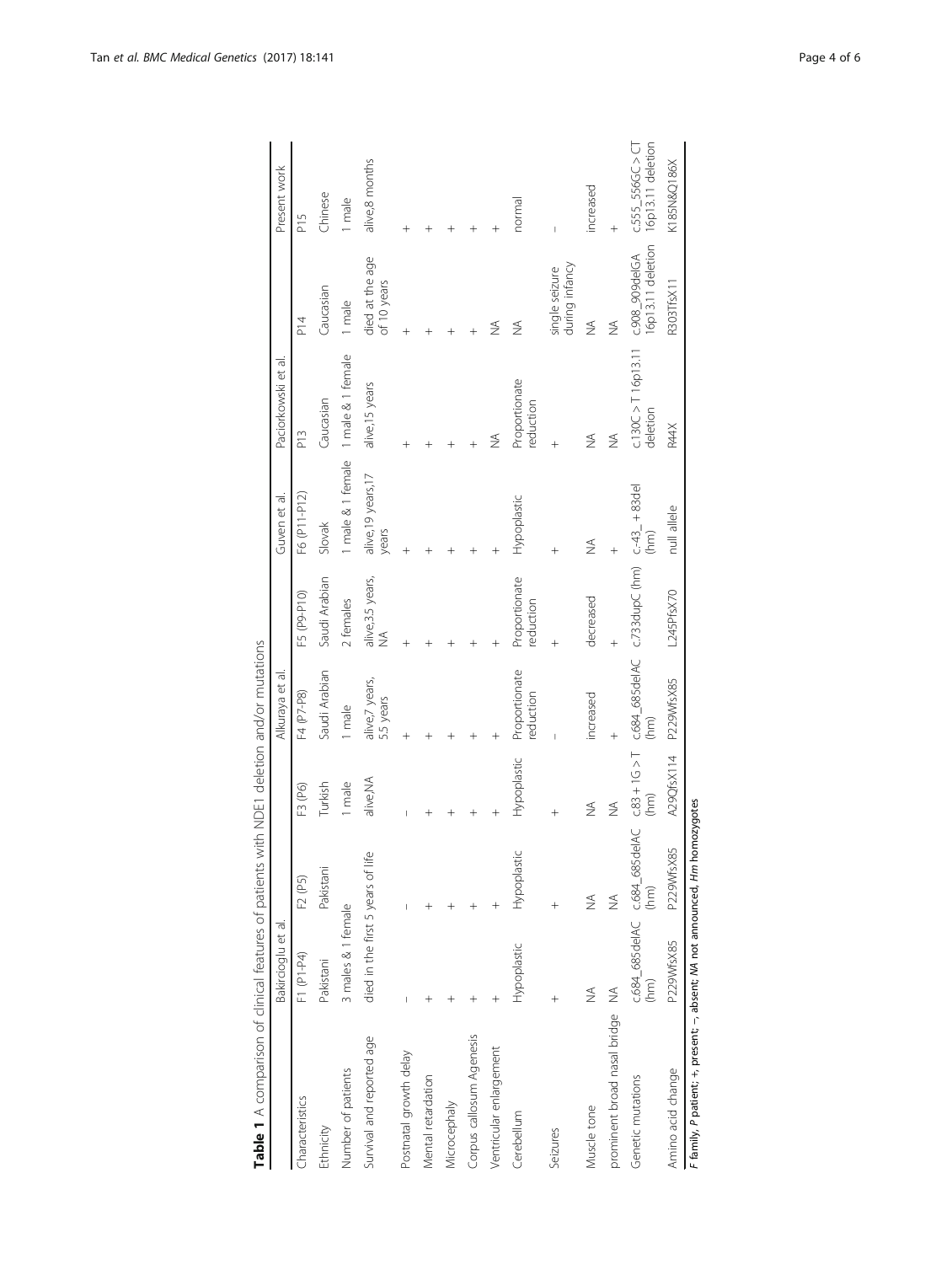**Table 1** A comparison of clinical features of patients with NDE1 deletion and/or mutations

| Characteristics | Bakircioglu et al. | | | Alkuraya et al. | | Guven et al. | Paciorkowski et al. | | Present work |
|---|---|---|---|---|---|---|---|---|---|
| | F1 (P1-P4) | F2 (P5) | F3 (P6) | F4 (P7-P8) | F5 (P9-P10) | F6 (P11-P12) | P13 | P14 | P15 |
| Ethnicity | Pakistani | Pakistani | Turkish | Saudi Arabian | Saudi Arabian | Slovak | Caucasian | Caucasian | Chinese |
| Number of patients | 3 males & 1 female | | 1 male | 1 male | 2 females | 1 male & 1 female | 1 male & 1 female | 1 male | 1 male |
| Survival and reported age | died in the first 5 years of life | | alive,NA | alive,7 years, 5.5 years | alive,3.5 years, NA | alive,19 years,17 years | alive,15 years | died at the age of 10 years | alive,8 months |
| Postnatal growth delay | – | – | – | + | + | + | + | + | + |
| Mental retardation | + | + | + | + | + | + | + | + | + |
| Microcephaly | + | + | + | + | + | + | + | + | + |
| Corpus callosum Agenesis | + | + | + | + | + | + | + | + | + |
| Ventricular enlargement | + | + | + | + | + | + | NA | NA | + |
| Cerebellum | Hypoplastic | Hypoplastic | Hypoplastic | Proportionate reduction | Proportionate reduction | Hypoplastic | Proportionate reduction | NA | normal |
| Seizures | + | + | + | – | + | + | + | single seizure during infancy | – |
| Muscle tone | NA | NA | NA | increased | decreased | NA | NA | NA | increased |
| prominent broad nasal bridge | NA | NA | NA | + | + | + | NA | NA | + |
| Genetic mutations | c684_685delAC (hm) | c.684_685delAC (hm) | c.83 + 1G > T (hm) | c684_685delAC (hm) | c.733dupC (hm) | c.-43_+83del (hm) | c.130C > T 16p13.11 deletion | c908_909delGA 16p13.11 deletion | c555_556GC > CT 16p13.11 deletion |
| Amino acid change | P229WfsX85 | P229WfsX85 | A29QfsX114 | P229WfsX85 | L245PfsX70 | null allele | R44X | R303TfsX11 | K185N&Q186X |

*F* family, *P* patient; +, present; –, absent; *NA* not announced, *Hm* homozygotes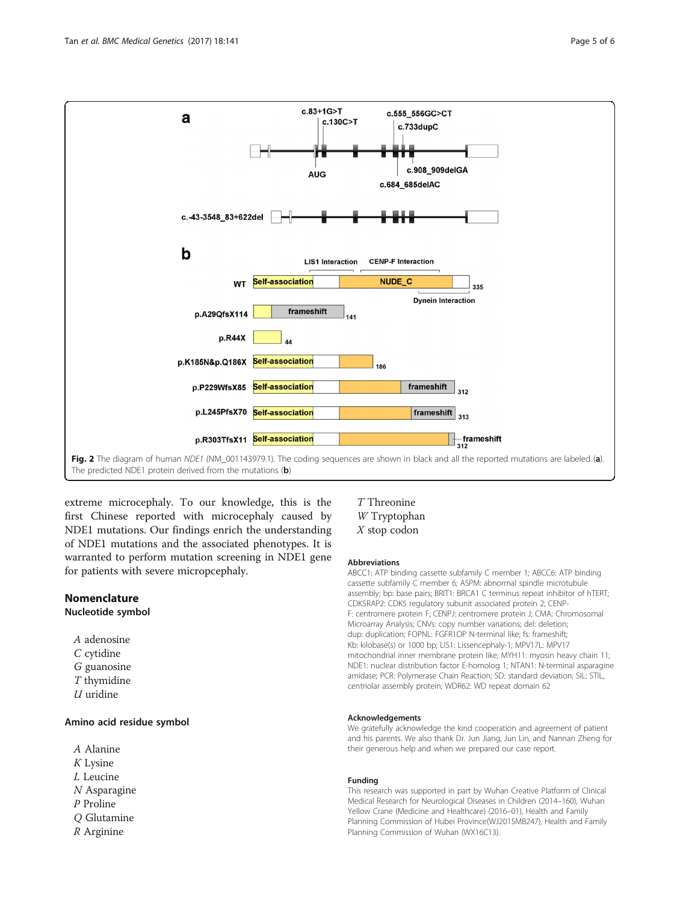**Fig. 2** The diagram of human *NDE1* (NM_001143979.1). The coding sequences are shown in black and all the reported mutations are labeled (**a**). The predicted NDE1 protein derived from the mutations (**b**)

extreme microcephaly. To our knowledge, this is the first Chinese reported with microcephaly caused by NDE1 mutations. Our findings enrich the understanding of NDE1 mutations and the associated phenotypes. It is warranted to perform mutation screening in NDE1 gene for patients with severe micropcephaly.

## Nomenclature

### Nucleotide symbol

*A* adenosine
*C* cytidine
*G* guanosine
*T* thymidine
*U* uridine

### Amino acid residue symbol

*A* Alanine
*K* Lysine
*L* Leucine
*N* Asparagine
*P* Proline
*Q* Glutamine
*R* Arginine
*T* Threonine
*W* Tryptophan
*X* stop codon

### Abbreviations

ABCC1: ATP binding cassette subfamily C member 1; ABCC6: ATP binding cassette subfamily C member 6; ASPM: abnormal spindle microtubule assembly; bp: base pairs; BRIT1: BRCA1 C terminus repeat inhibitor of hTERT; CDK5RAP2: CDK5 regulatory subunit associated protein 2; CENP-F: centromere protein F; CENPJ: centromere protein J; CMA: Chromosomal Microarray Analysis; CNVs: copy number variations; del: deletion; dup: duplication; FOPNL: FGFR1OP N-terminal like; fs: frameshift; Kb: kilobase(s) or 1000 bp; LIS1: Lissencephaly-1; MPV17L: MPV17 mitochondrial inner membrane protein like; MYH11: myosin heavy chain 11; NDE1: nuclear distribution factor E-homolog 1; NTAN1: N-terminal asparagine amidase; PCR: Polymerase Chain Reaction; SD: standard deviation; SIL: STIL, centriolar assembly protein; WDR62: WD repeat domain 62

### Acknowledgements

We gratefully acknowledge the kind cooperation and agreement of patient and his parents. We also thank Dr. Jun Jiang, Jun Lin, and Nannan Zheng for their generous help and when we prepared our case report.

### Funding

This research was supported in part by Wuhan Creative Platform of Clinical Medical Research for Neurological Diseases in Children (2014–160), Wuhan Yellow Crane (Medicine and Healthcare) (2016–01), Health and Family Planning Commission of Hubei Province(WJ2015MB247), Health and Family Planning Commission of Wuhan (WX16C13).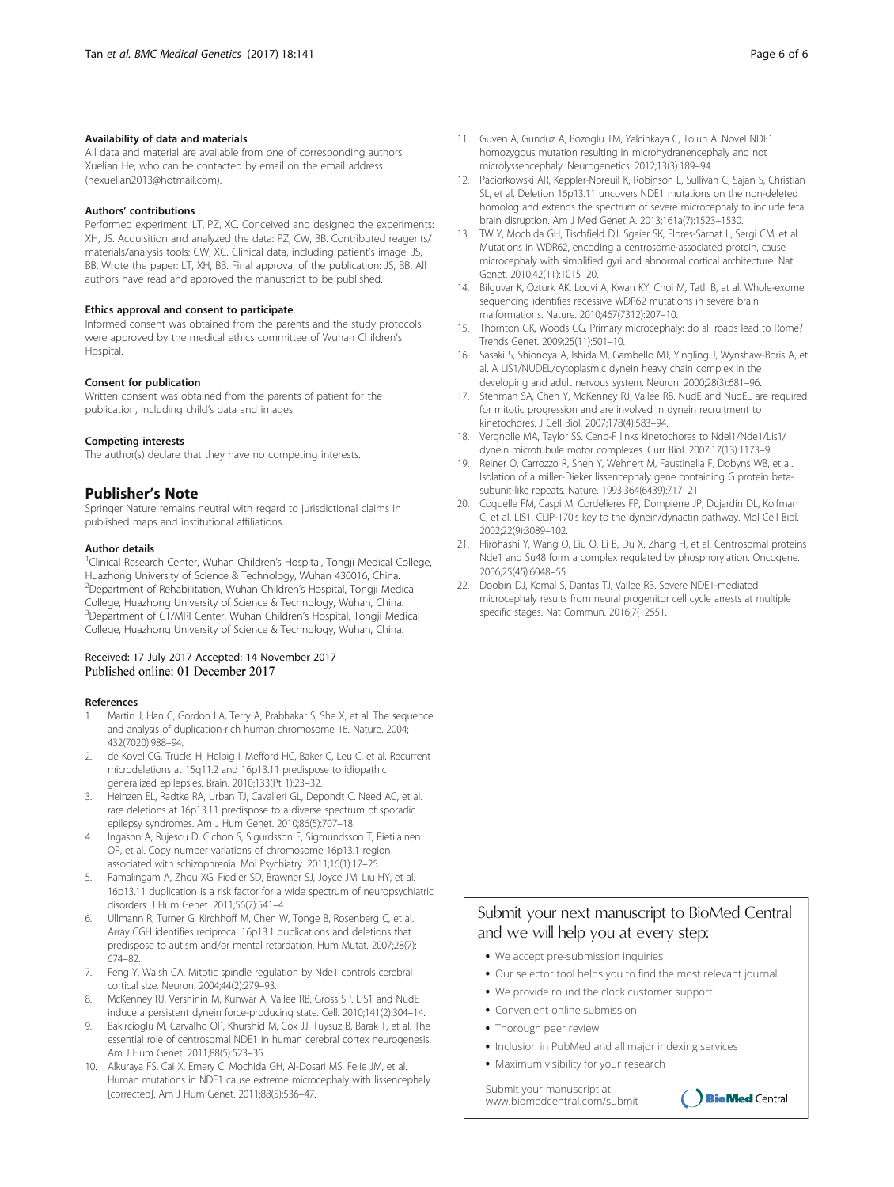#### Availability of data and materials

All data and material are available from one of corresponding authors, Xuelian He, who can be contacted by email on the email address (hexuelian2013@hotmail.com).

#### Authors' contributions

Performed experiment: LT, PZ, XC. Conceived and designed the experiments: XH, JS. Acquisition and analyzed the data: PZ, CW, BB. Contributed reagents/ materials/analysis tools: CW, XC. Clinical data, including patient's image: JS, BB. Wrote the paper: LT, XH, BB. Final approval of the publication: JS, BB. All authors have read and approved the manuscript to be published.

#### Ethics approval and consent to participate

Informed consent was obtained from the parents and the study protocols were approved by the medical ethics committee of Wuhan Children's Hospital.

#### Consent for publication

Written consent was obtained from the parents of patient for the publication, including child's data and images.

#### Competing interests

The author(s) declare that they have no competing interests.

## Publisher's Note

Springer Nature remains neutral with regard to jurisdictional claims in published maps and institutional affiliations.

#### Author details

[1]Clinical Research Center, Wuhan Children's Hospital, Tongji Medical College, Huazhong University of Science & Technology, Wuhan 430016, China. [2]Department of Rehabilitation, Wuhan Children's Hospital, Tongji Medical College, Huazhong University of Science & Technology, Wuhan, China. [3]Department of CT/MRI Center, Wuhan Children's Hospital, Tongji Medical College, Huazhong University of Science & Technology, Wuhan, China.

Received: 17 July 2017 Accepted: 14 November 2017
Published online: 01 December 2017

#### References

1. Martin J, Han C, Gordon LA, Terry A, Prabhakar S, She X, et al. The sequence and analysis of duplication-rich human chromosome 16. Nature. 2004; 432(7020):988–94.
2. de Kovel CG, Trucks H, Helbig I, Mefford HC, Baker C, Leu C, et al. Recurrent microdeletions at 15q11.2 and 16p13.11 predispose to idiopathic generalized epilepsies. Brain. 2010;133(Pt 1):23–32.
3. Heinzen EL, Radtke RA, Urban TJ, Cavalleri GL, Depondt C. Need AC, et al. rare deletions at 16p13.11 predispose to a diverse spectrum of sporadic epilepsy syndromes. Am J Hum Genet. 2010;86(5):707–18.
4. Ingason A, Rujescu D, Cichon S, Sigurdsson E, Sigmundsson T, Pietilainen OP, et al. Copy number variations of chromosome 16p13.1 region associated with schizophrenia. Mol Psychiatry. 2011;16(1):17–25.
5. Ramalingam A, Zhou XG, Fiedler SD, Brawner SJ, Joyce JM, Liu HY, et al. 16p13.11 duplication is a risk factor for a wide spectrum of neuropsychiatric disorders. J Hum Genet. 2011;56(7):541–4.
6. Ullmann R, Turner G, Kirchhoff M, Chen W, Tonge B, Rosenberg C, et al. Array CGH identifies reciprocal 16p13.1 duplications and deletions that predispose to autism and/or mental retardation. Hum Mutat. 2007;28(7): 674–82.
7. Feng Y, Walsh CA. Mitotic spindle regulation by Nde1 controls cerebral cortical size. Neuron. 2004;44(2):279–93.
8. McKenney RJ, Vershinin M, Kunwar A, Vallee RB, Gross SP. LIS1 and NudE induce a persistent dynein force-producing state. Cell. 2010;141(2):304–14.
9. Bakircioglu M, Carvalho OP, Khurshid M, Cox JJ, Tuysuz B, Barak T, et al. The essential role of centrosomal NDE1 in human cerebral cortex neurogenesis. Am J Hum Genet. 2011;88(5):523–35.
10. Alkuraya FS, Cai X, Emery C, Mochida GH, Al-Dosari MS, Felie JM, et al. Human mutations in NDE1 cause extreme microcephaly with lissencephaly [corrected]. Am J Hum Genet. 2011;88(5):536–47.
11. Guven A, Gunduz A, Bozoglu TM, Yalcinkaya C, Tolun A. Novel NDE1 homozygous mutation resulting in microhydranencephaly and not microlyssencephaly. Neurogenetics. 2012;13(3):189–94.
12. Paciorkowski AR, Keppler-Noreuil K, Robinson L, Sullivan C, Sajan S, Christian SL, et al. Deletion 16p13.11 uncovers NDE1 mutations on the non-deleted homolog and extends the spectrum of severe microcephaly to include fetal brain disruption. Am J Med Genet A. 2013;161a(7):1523–1530.
13. TW Y, Mochida GH, Tischfield DJ, Sgaier SK, Flores-Sarnat L, Sergi CM, et al. Mutations in WDR62, encoding a centrosome-associated protein, cause microcephaly with simplified gyri and abnormal cortical architecture. Nat Genet. 2010;42(11):1015–20.
14. Bilguvar K, Ozturk AK, Louvi A, Kwan KY, Choi M, Tatli B, et al. Whole-exome sequencing identifies recessive WDR62 mutations in severe brain malformations. Nature. 2010;467(7312):207–10.
15. Thornton GK, Woods CG. Primary microcephaly: do all roads lead to Rome? Trends Genet. 2009;25(11):501–10.
16. Sasaki S, Shionoya A, Ishida M, Gambello MJ, Yingling J, Wynshaw-Boris A, et al. A LIS1/NUDEL/cytoplasmic dynein heavy chain complex in the developing and adult nervous system. Neuron. 2000;28(3):681–96.
17. Stehman SA, Chen Y, McKenney RJ, Vallee RB. NudE and NudEL are required for mitotic progression and are involved in dynein recruitment to kinetochores. J Cell Biol. 2007;178(4):583–94.
18. Vergnolle MA, Taylor SS. Cenp-F links kinetochores to Ndel1/Nde1/Lis1/ dynein microtubule motor complexes. Curr Biol. 2007;17(13):1173–9.
19. Reiner O, Carrozzo R, Shen Y, Wehnert M, Faustinella F, Dobyns WB, et al. Isolation of a miller-Dieker lissencephaly gene containing G protein beta-subunit-like repeats. Nature. 1993;364(6439):717–21.
20. Coquelle FM, Caspi M, Cordelieres FP, Dompierre JP, Dujardin DL, Koifman C, et al. LIS1, CLIP-170's key to the dynein/dynactin pathway. Mol Cell Biol. 2002;22(9):3089–102.
21. Hirohashi Y, Wang Q, Liu Q, Li B, Du X, Zhang H, et al. Centrosomal proteins Nde1 and Su48 form a complex regulated by phosphorylation. Oncogene. 2006;25(45):6048–55.
22. Doobin DJ, Kemal S, Dantas TJ, Vallee RB. Severe NDE1-mediated microcephaly results from neural progenitor cell cycle arrests at multiple specific stages. Nat Commun. 2016;7(12551.

Submit your next manuscript to BioMed Central and we will help you at every step:

- We accept pre-submission inquiries
- Our selector tool helps you to find the most relevant journal
- We provide round the clock customer support
- Convenient online submission
- Thorough peer review
- Inclusion in PubMed and all major indexing services
- Maximum visibility for your research

Submit your manuscript at www.biomedcentral.com/submit

BioMed Central